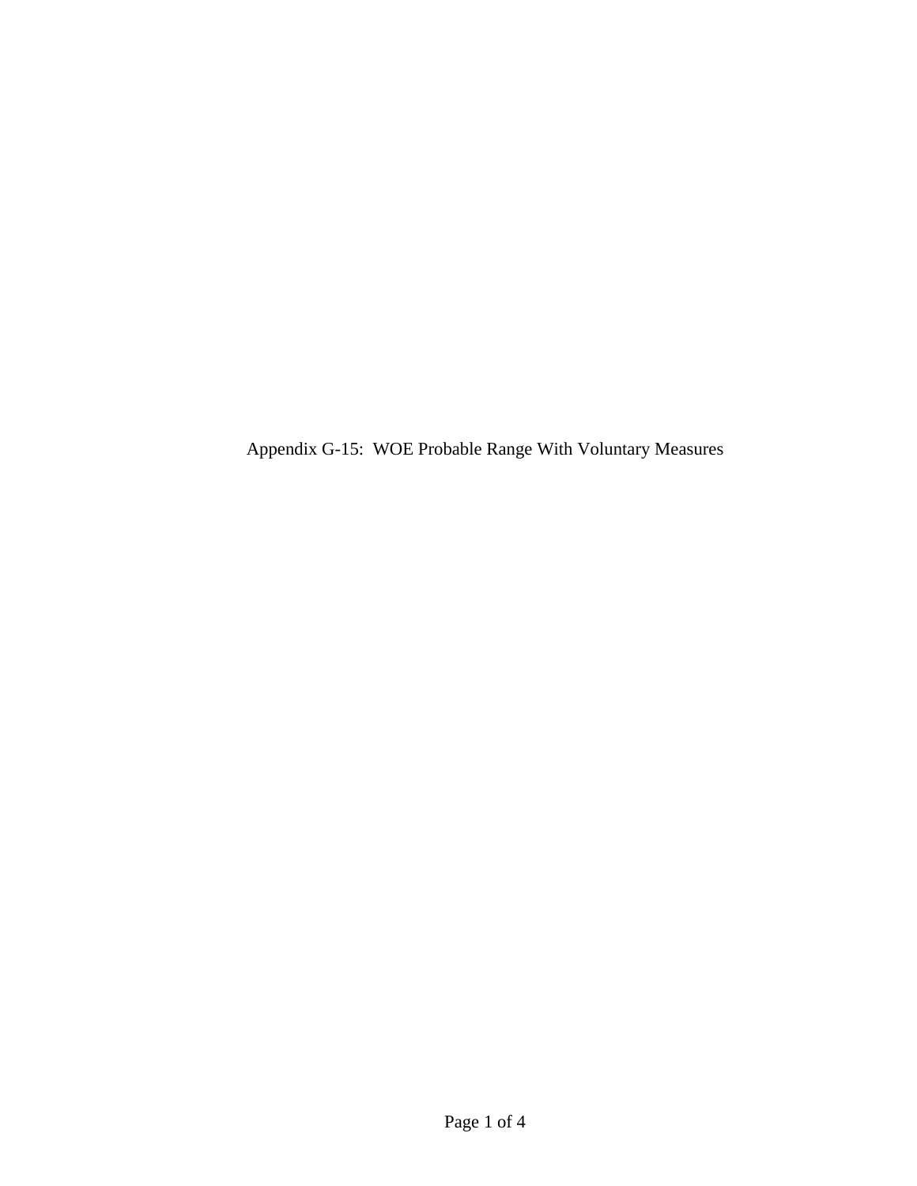Appendix G-15: WOE Probable Range With Voluntary Measures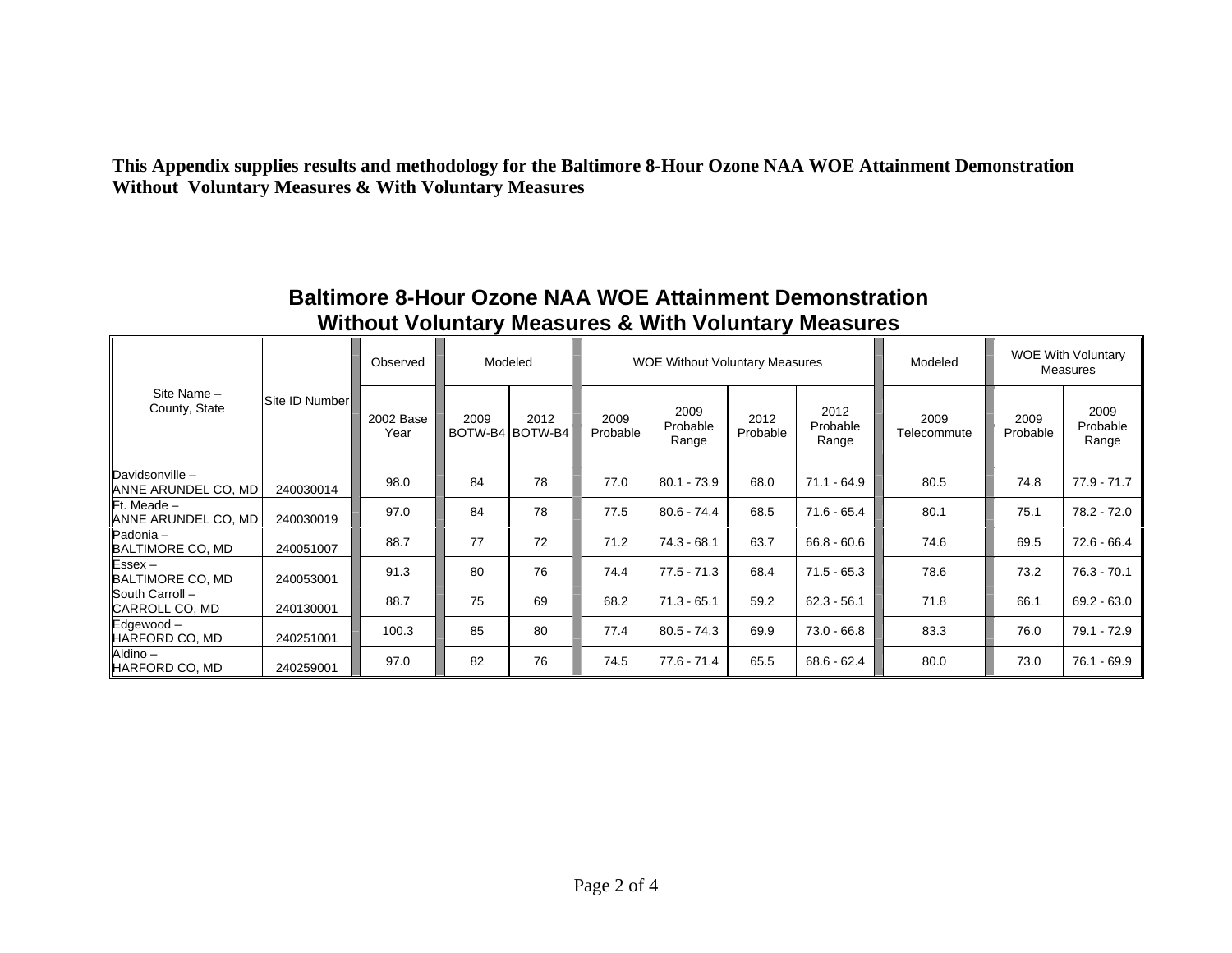**This Appendix supplies results and methodology for the Baltimore 8-Hour Ozone NAA WOE Attainment Demonstration Without Voluntary Measures & With Voluntary Measures**

## Baltimore 8-Hour Ozone NAA WOE Attainment Demonstration Without Voluntary Measures & With Voluntary Measures

| Site Name – County, State | Site ID Number | Observed | Modeled | | WOE Without Voluntary Measures | | | | Modeled | WOE With Voluntary Measures | |
|---|---|---|---|---|---|---|---|---|---|---|---|
| | | 2002 Base Year | 2009 BOTW-B4 | 2012 BOTW-B4 | 2009 Probable | 2009 Probable Range | 2012 Probable | 2012 Probable Range | 2009 Telecommute | 2009 Probable | 2009 Probable Range |
| Davidsonville – ANNE ARUNDEL CO, MD | 240030014 | 98.0 | 84 | 78 | 77.0 | 80.1 - 73.9 | 68.0 | 71.1 - 64.9 | 80.5 | 74.8 | 77.9 - 71.7 |
| Ft. Meade – ANNE ARUNDEL CO, MD | 240030019 | 97.0 | 84 | 78 | 77.5 | 80.6 - 74.4 | 68.5 | 71.6 - 65.4 | 80.1 | 75.1 | 78.2 - 72.0 |
| Padonia – BALTIMORE CO, MD | 240051007 | 88.7 | 77 | 72 | 71.2 | 74.3 - 68.1 | 63.7 | 66.8 - 60.6 | 74.6 | 69.5 | 72.6 - 66.4 |
| Essex – BALTIMORE CO, MD | 240053001 | 91.3 | 80 | 76 | 74.4 | 77.5 - 71.3 | 68.4 | 71.5 - 65.3 | 78.6 | 73.2 | 76.3 - 70.1 |
| South Carroll – CARROLL CO, MD | 240130001 | 88.7 | 75 | 69 | 68.2 | 71.3 - 65.1 | 59.2 | 62.3 - 56.1 | 71.8 | 66.1 | 69.2 - 63.0 |
| Edgewood – HARFORD CO, MD | 240251001 | 100.3 | 85 | 80 | 77.4 | 80.5 - 74.3 | 69.9 | 73.0 - 66.8 | 83.3 | 76.0 | 79.1 - 72.9 |
| Aldino – HARFORD CO, MD | 240259001 | 97.0 | 82 | 76 | 74.5 | 77.6 - 71.4 | 65.5 | 68.6 - 62.4 | 80.0 | 73.0 | 76.1 - 69.9 |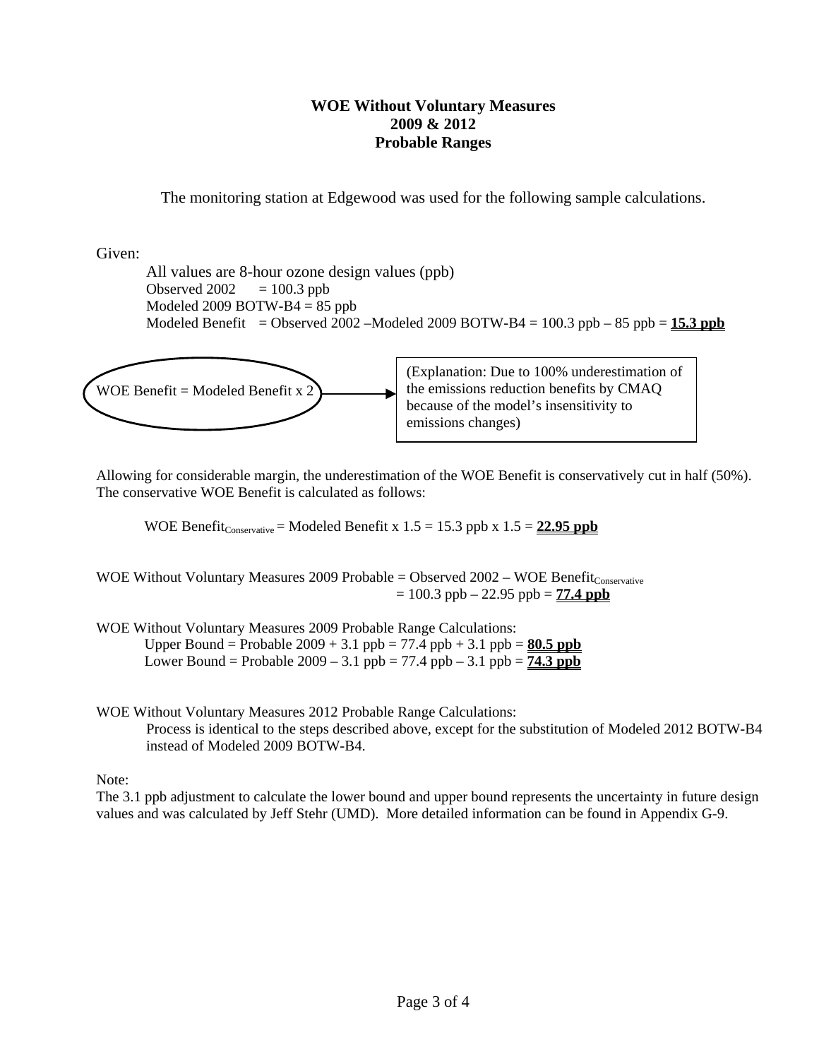**WOE Without Voluntary Measures**
**2009 & 2012**
**Probable Ranges**

The monitoring station at Edgewood was used for the following sample calculations.

Given:

All values are 8-hour ozone design values (ppb)
Observed 2002 = 100.3 ppb
Modeled 2009 BOTW-B4 = 85 ppb
Modeled Benefit = Observed 2002 –Modeled 2009 BOTW-B4 = 100.3 ppb – 85 ppb = **15.3 ppb**

WOE Benefit = Modeled Benefit x 2 → (Explanation: Due to 100% underestimation of the emissions reduction benefits by CMAQ because of the model's insensitivity to emissions changes)

Allowing for considerable margin, the underestimation of the WOE Benefit is conservatively cut in half (50%). The conservative WOE Benefit is calculated as follows:

$\text{WOE Benefit}_{\text{Conservative}}$ = Modeled Benefit x 1.5 = 15.3 ppb x 1.5 = **22.95 ppb**

WOE Without Voluntary Measures 2009 Probable = Observed 2002 – $\text{WOE Benefit}_{\text{Conservative}}$
= 100.3 ppb – 22.95 ppb = **77.4 ppb**

WOE Without Voluntary Measures 2009 Probable Range Calculations:

Upper Bound = Probable 2009 + 3.1 ppb = 77.4 ppb + 3.1 ppb = **80.5 ppb**
Lower Bound = Probable 2009 – 3.1 ppb = 77.4 ppb – 3.1 ppb = **74.3 ppb**

WOE Without Voluntary Measures 2012 Probable Range Calculations:

Process is identical to the steps described above, except for the substitution of Modeled 2012 BOTW-B4 instead of Modeled 2009 BOTW-B4.

Note:
The 3.1 ppb adjustment to calculate the lower bound and upper bound represents the uncertainty in future design values and was calculated by Jeff Stehr (UMD). More detailed information can be found in Appendix G-9.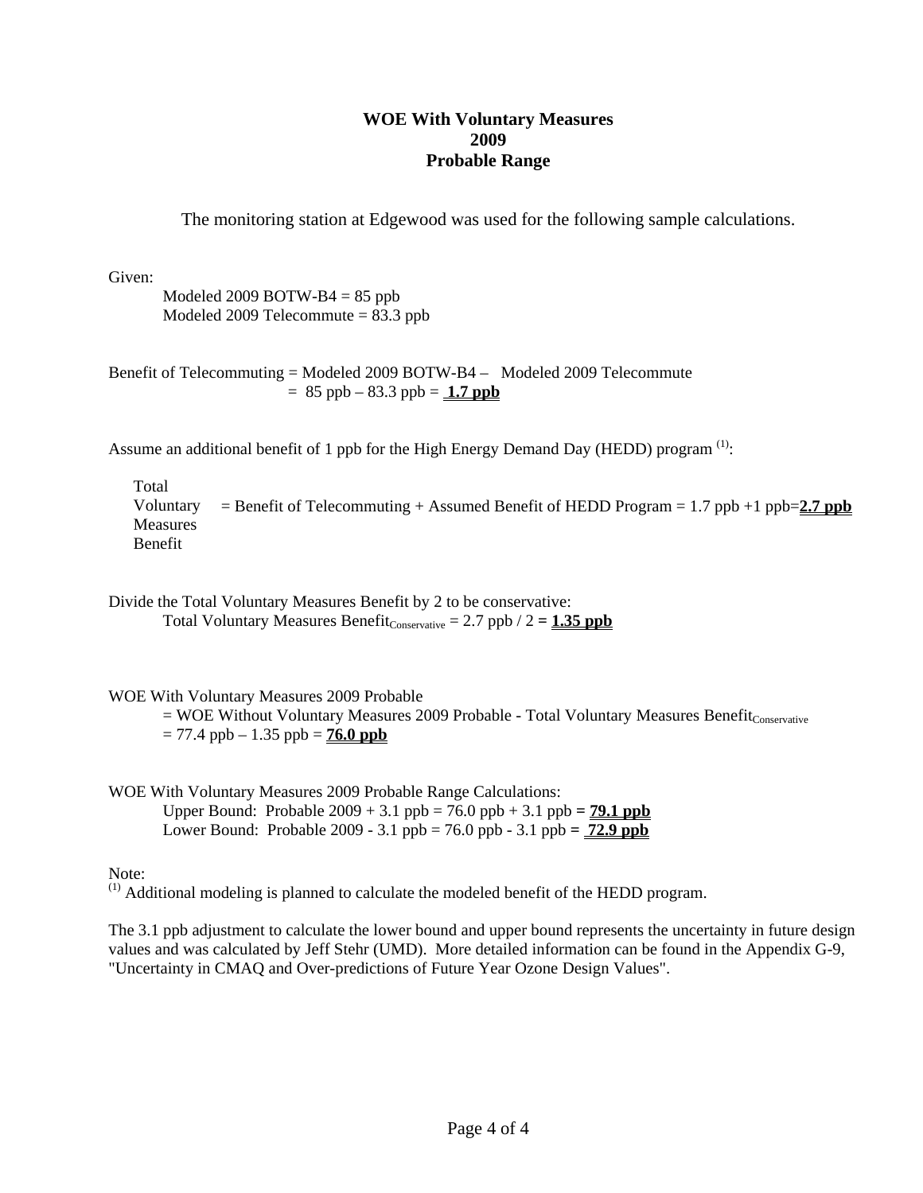# WOE With Voluntary Measures
# 2009
# Probable Range

The monitoring station at Edgewood was used for the following sample calculations.

Given:

Modeled 2009 BOTW-B4 = 85 ppb
Modeled 2009 Telecommute = 83.3 ppb

Benefit of Telecommuting = Modeled 2009 BOTW-B4 – Modeled 2009 Telecommute
= 85 ppb – 83.3 ppb = **1.7 ppb**

Assume an additional benefit of 1 ppb for the High Energy Demand Day (HEDD) program [(1)]:

Total Voluntary Measures Benefit = Benefit of Telecommuting + Assumed Benefit of HEDD Program = 1.7 ppb +1 ppb=**2.7 ppb**

Divide the Total Voluntary Measures Benefit by 2 to be conservative:

Total Voluntary Measures $\text{Benefit}_{\text{Conservative}}$ = 2.7 ppb / 2 = **1.35 ppb**

WOE With Voluntary Measures 2009 Probable

= WOE Without Voluntary Measures 2009 Probable - Total Voluntary Measures $\text{Benefit}_{\text{Conservative}}$
= 77.4 ppb – 1.35 ppb = **76.0 ppb**

WOE With Voluntary Measures 2009 Probable Range Calculations:

Upper Bound: Probable 2009 + 3.1 ppb = 76.0 ppb + 3.1 ppb = **79.1 ppb**
Lower Bound: Probable 2009 - 3.1 ppb = 76.0 ppb - 3.1 ppb = **72.9 ppb**

Note:
[(1)] Additional modeling is planned to calculate the modeled benefit of the HEDD program.

The 3.1 ppb adjustment to calculate the lower bound and upper bound represents the uncertainty in future design values and was calculated by Jeff Stehr (UMD). More detailed information can be found in the Appendix G-9, "Uncertainty in CMAQ and Over-predictions of Future Year Ozone Design Values".